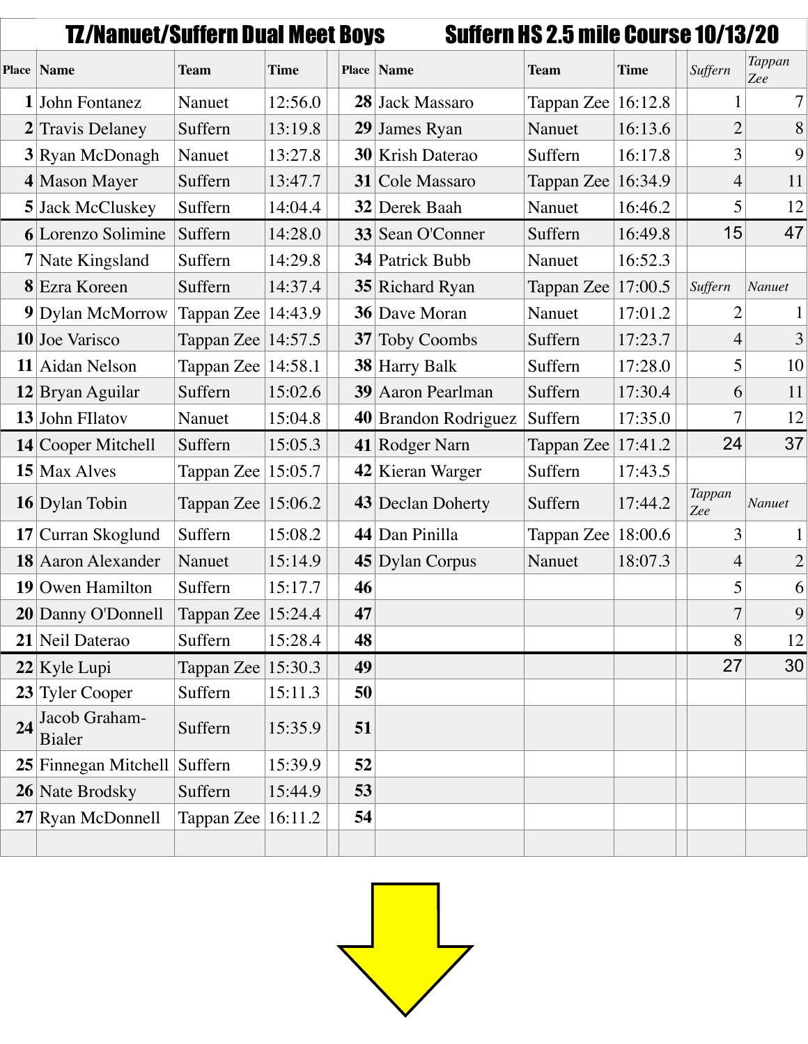# TZ/Nanuet/Suffern Dual Meet Boys    Suffern HS 2.5 mile Course 10/13/20

| Place | Name | Team | Time | | Place | Name | Team | Time | | *Suffern* | *Tappan Zee* |
|---|---|---|---|---|---|---|---|---|---|---|---|
| **1** | John Fontanez | Nanuet | 12:56.0 | | **28** | Jack Massaro | Tappan Zee | 16:12.8 | | 1 | 7 |
| **2** | Travis Delaney | Suffern | 13:19.8 | | **29** | James Ryan | Nanuet | 16:13.6 | | 2 | 8 |
| **3** | Ryan McDonagh | Nanuet | 13:27.8 | | **30** | Krish Daterao | Suffern | 16:17.8 | | 3 | 9 |
| **4** | Mason Mayer | Suffern | 13:47.7 | | **31** | Cole Massaro | Tappan Zee | 16:34.9 | | 4 | 11 |
| **5** | Jack McCluskey | Suffern | 14:04.4 | | **32** | Derek Baah | Nanuet | 16:46.2 | | 5 | 12 |
| **6** | Lorenzo Solimine | Suffern | 14:28.0 | | **33** | Sean O'Conner | Suffern | 16:49.8 | | 15 | 47 |
| **7** | Nate Kingsland | Suffern | 14:29.8 | | **34** | Patrick Bubb | Nanuet | 16:52.3 | | | |
| **8** | Ezra Koreen | Suffern | 14:37.4 | | **35** | Richard Ryan | Tappan Zee | 17:00.5 | | *Suffern* | *Nanuet* |
| **9** | Dylan McMorrow | Tappan Zee | 14:43.9 | | **36** | Dave Moran | Nanuet | 17:01.2 | | 2 | 1 |
| **10** | Joe Varisco | Tappan Zee | 14:57.5 | | **37** | Toby Coombs | Suffern | 17:23.7 | | 4 | 3 |
| **11** | Aidan Nelson | Tappan Zee | 14:58.1 | | **38** | Harry Balk | Suffern | 17:28.0 | | 5 | 10 |
| **12** | Bryan Aguilar | Suffern | 15:02.6 | | **39** | Aaron Pearlman | Suffern | 17:30.4 | | 6 | 11 |
| **13** | John FIlatov | Nanuet | 15:04.8 | | **40** | Brandon Rodriguez | Suffern | 17:35.0 | | 7 | 12 |
| **14** | Cooper Mitchell | Suffern | 15:05.3 | | **41** | Rodger Narn | Tappan Zee | 17:41.2 | | 24 | 37 |
| **15** | Max Alves | Tappan Zee | 15:05.7 | | **42** | Kieran Warger | Suffern | 17:43.5 | | | |
| **16** | Dylan Tobin | Tappan Zee | 15:06.2 | | **43** | Declan Doherty | Suffern | 17:44.2 | | *Tappan Zee* | *Nanuet* |
| **17** | Curran Skoglund | Suffern | 15:08.2 | | **44** | Dan Pinilla | Tappan Zee | 18:00.6 | | 3 | 1 |
| **18** | Aaron Alexander | Nanuet | 15:14.9 | | **45** | Dylan Corpus | Nanuet | 18:07.3 | | 4 | 2 |
| **19** | Owen Hamilton | Suffern | 15:17.7 | | **46** | | | | | 5 | 6 |
| **20** | Danny O'Donnell | Tappan Zee | 15:24.4 | | **47** | | | | | 7 | 9 |
| **21** | Neil Daterao | Suffern | 15:28.4 | | **48** | | | | | 8 | 12 |
| **22** | Kyle Lupi | Tappan Zee | 15:30.3 | | **49** | | | | | 27 | 30 |
| **23** | Tyler Cooper | Suffern | 15:11.3 | | **50** | | | | | | |
| **24** | Jacob Graham-Bialer | Suffern | 15:35.9 | | **51** | | | | | | |
| **25** | Finnegan Mitchell | Suffern | 15:39.9 | | **52** | | | | | | |
| **26** | Nate Brodsky | Suffern | 15:44.9 | | **53** | | | | | | |
| **27** | Ryan McDonnell | Tappan Zee | 16:11.2 | | **54** | | | | | | |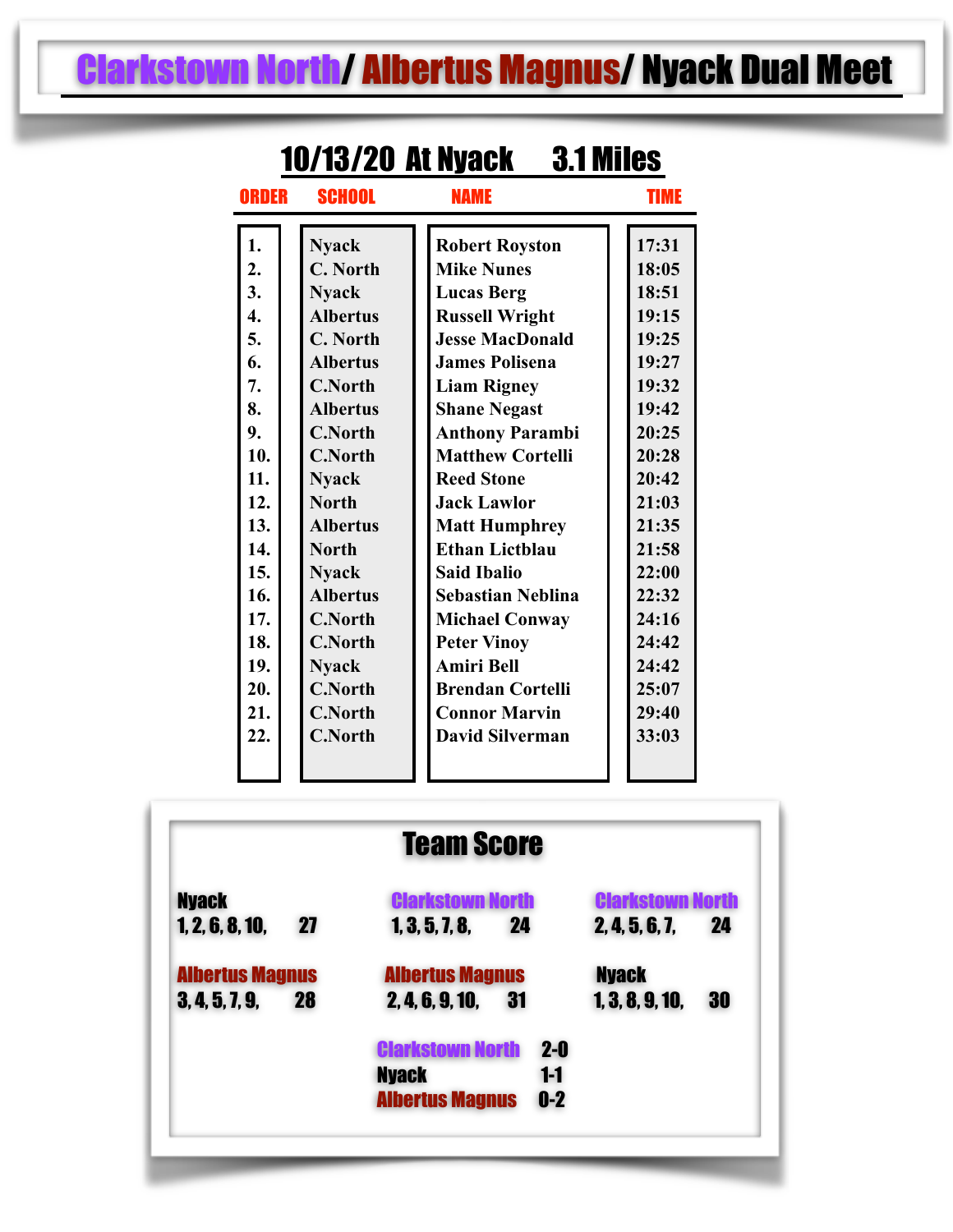# Clarkstown North/ Albertus Magnus/ Nyack Dual Meet

## 10/13/20 At Nyack 3.1 Miles

| ORDER | SCHOOL | NAME | TIME |
|---|---|---|---|
| 1. | Nyack | Robert Royston | 17:31 |
| 2. | C. North | Mike Nunes | 18:05 |
| 3. | Nyack | Lucas Berg | 18:51 |
| 4. | Albertus | Russell Wright | 19:15 |
| 5. | C. North | Jesse MacDonald | 19:25 |
| 6. | Albertus | James Polisena | 19:27 |
| 7. | C.North | Liam Rigney | 19:32 |
| 8. | Albertus | Shane Negast | 19:42 |
| 9. | C.North | Anthony Parambi | 20:25 |
| 10. | C.North | Matthew Cortelli | 20:28 |
| 11. | Nyack | Reed Stone | 20:42 |
| 12. | North | Jack Lawlor | 21:03 |
| 13. | Albertus | Matt Humphrey | 21:35 |
| 14. | North | Ethan Lictblau | 21:58 |
| 15. | Nyack | Said Ibalio | 22:00 |
| 16. | Albertus | Sebastian Neblina | 22:32 |
| 17. | C.North | Michael Conway | 24:16 |
| 18. | C.North | Peter Vinoy | 24:42 |
| 19. | Nyack | Amiri Bell | 24:42 |
| 20. | C.North | Brendan Cortelli | 25:07 |
| 21. | C.North | Connor Marvin | 29:40 |
| 22. | C.North | David Silverman | 33:03 |

## Team Score

**Nyack**
1, 2, 6, 8, 10, 27

**Albertus Magnus**
3, 4, 5, 7, 9, 28

**Clarkstown North**
1, 3, 5, 7, 8, 24

**Albertus Magnus**
2, 4, 6, 9, 10, 31

**Clarkstown North**
2, 4, 5, 6, 7, 24

**Nyack**
1, 3, 8, 9, 10, 30

| | |
|---|---|
| Clarkstown North | 2-0 |
| Nyack | 1-1 |
| Albertus Magnus | 0-2 |